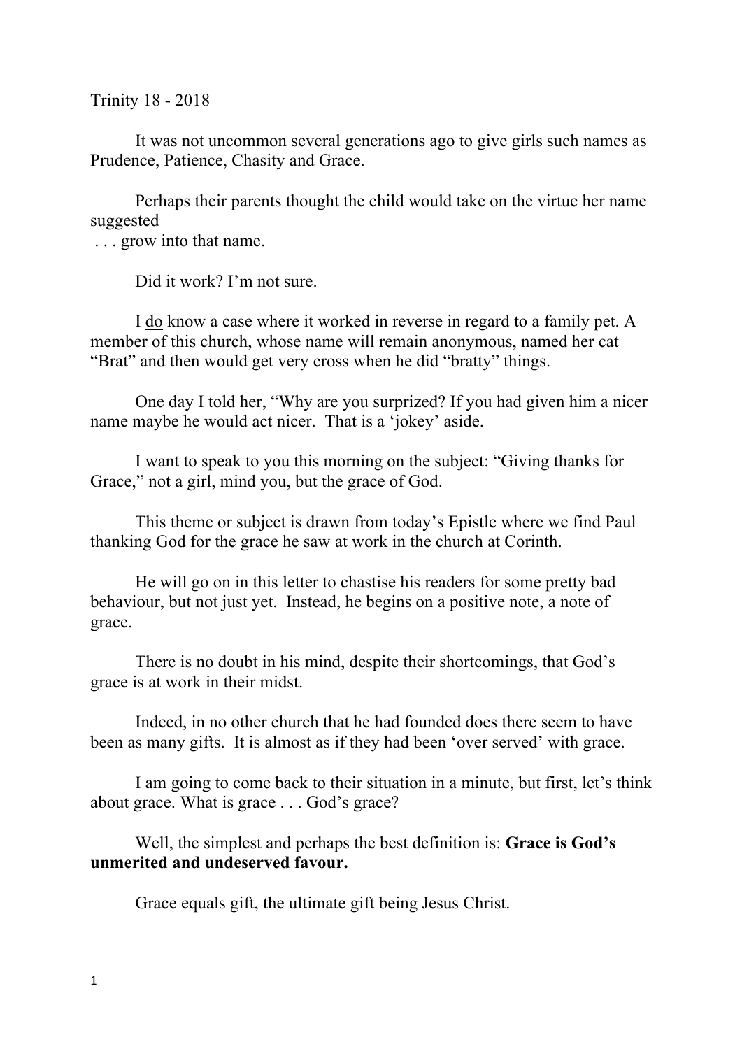Trinity 18 - 2018

It was not uncommon several generations ago to give girls such names as Prudence, Patience, Chasity and Grace.

Perhaps their parents thought the child would take on the virtue her name suggested
. . . grow into that name.

Did it work? I'm not sure.

I <u>do</u> know a case where it worked in reverse in regard to a family pet. A member of this church, whose name will remain anonymous, named her cat "Brat" and then would get very cross when he did "bratty" things.

One day I told her, "Why are you surprized? If you had given him a nicer name maybe he would act nicer. That is a 'jokey' aside.

I want to speak to you this morning on the subject: "Giving thanks for Grace," not a girl, mind you, but the grace of God.

This theme or subject is drawn from today's Epistle where we find Paul thanking God for the grace he saw at work in the church at Corinth.

He will go on in this letter to chastise his readers for some pretty bad behaviour, but not just yet. Instead, he begins on a positive note, a note of grace.

There is no doubt in his mind, despite their shortcomings, that God's grace is at work in their midst.

Indeed, in no other church that he had founded does there seem to have been as many gifts. It is almost as if they had been 'over served' with grace.

I am going to come back to their situation in a minute, but first, let's think about grace. What is grace . . . God's grace?

Well, the simplest and perhaps the best definition is: **Grace is God's unmerited and undeserved favour.**

Grace equals gift, the ultimate gift being Jesus Christ.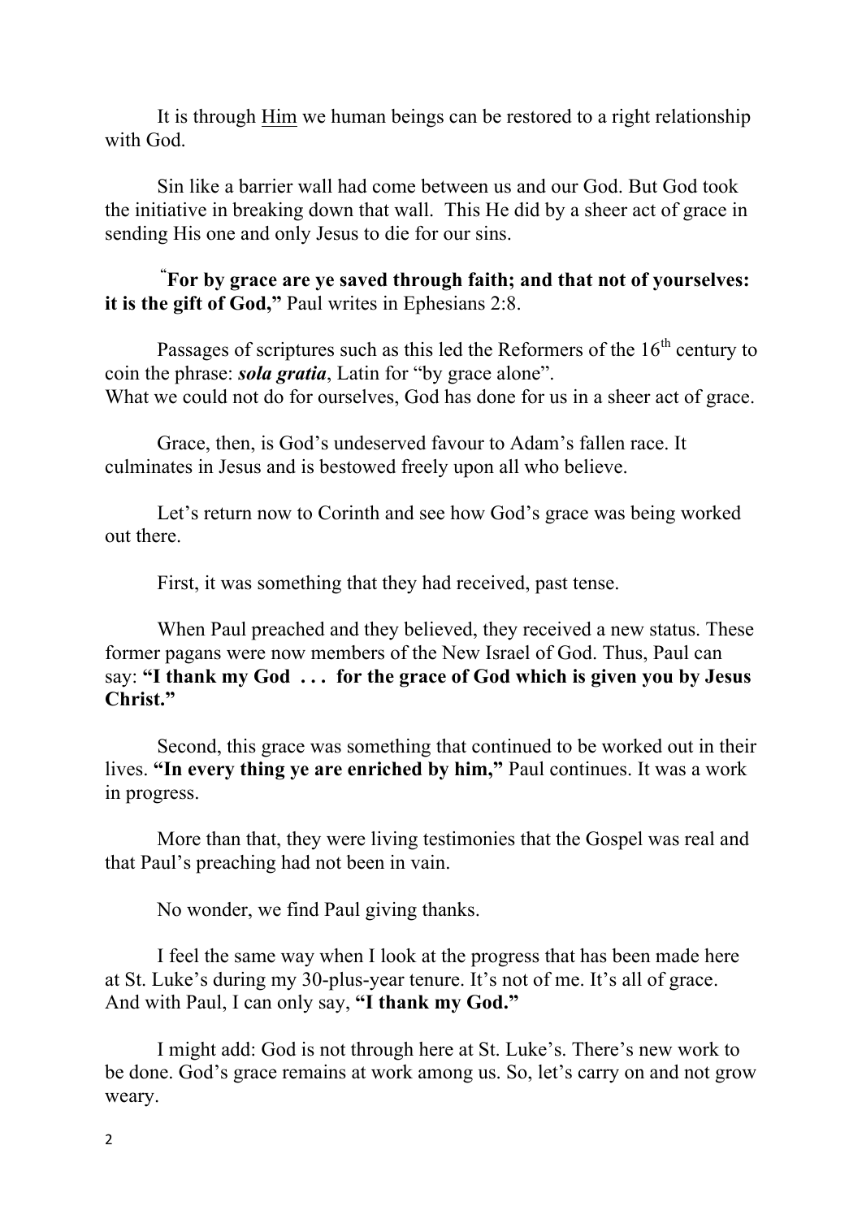It is through <u>Him</u> we human beings can be restored to a right relationship with God.

Sin like a barrier wall had come between us and our God. But God took the initiative in breaking down that wall. This He did by a sheer act of grace in sending His one and only Jesus to die for our sins.

"**For by grace are ye saved through faith; and that not of yourselves: it is the gift of God,"** Paul writes in Ephesians 2:8.

Passages of scriptures such as this led the Reformers of the 16th century to coin the phrase: ***sola gratia***, Latin for "by grace alone".
What we could not do for ourselves, God has done for us in a sheer act of grace.

Grace, then, is God's undeserved favour to Adam's fallen race. It culminates in Jesus and is bestowed freely upon all who believe.

Let's return now to Corinth and see how God's grace was being worked out there.

First, it was something that they had received, past tense.

When Paul preached and they believed, they received a new status. These former pagans were now members of the New Israel of God. Thus, Paul can say: **"I thank my God . . . for the grace of God which is given you by Jesus Christ."**

Second, this grace was something that continued to be worked out in their lives. **"In every thing ye are enriched by him,"** Paul continues. It was a work in progress.

More than that, they were living testimonies that the Gospel was real and that Paul's preaching had not been in vain.

No wonder, we find Paul giving thanks.

I feel the same way when I look at the progress that has been made here at St. Luke's during my 30-plus-year tenure. It's not of me. It's all of grace. And with Paul, I can only say, **"I thank my God."**

I might add: God is not through here at St. Luke's. There's new work to be done. God's grace remains at work among us. So, let's carry on and not grow weary.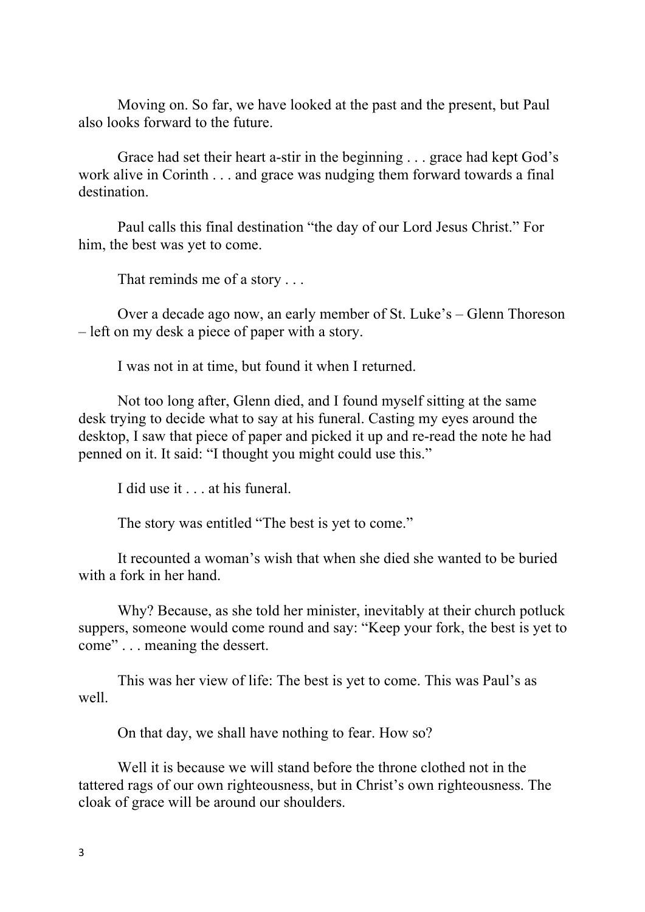Moving on. So far, we have looked at the past and the present, but Paul also looks forward to the future.

Grace had set their heart a-stir in the beginning . . . grace had kept God's work alive in Corinth . . . and grace was nudging them forward towards a final destination.

Paul calls this final destination "the day of our Lord Jesus Christ." For him, the best was yet to come.

That reminds me of a story . . .

Over a decade ago now, an early member of St. Luke's – Glenn Thoreson – left on my desk a piece of paper with a story.

I was not in at time, but found it when I returned.

Not too long after, Glenn died, and I found myself sitting at the same desk trying to decide what to say at his funeral. Casting my eyes around the desktop, I saw that piece of paper and picked it up and re-read the note he had penned on it. It said: "I thought you might could use this."

I did use it . . . at his funeral.

The story was entitled "The best is yet to come."

It recounted a woman's wish that when she died she wanted to be buried with a fork in her hand.

Why? Because, as she told her minister, inevitably at their church potluck suppers, someone would come round and say: "Keep your fork, the best is yet to come" . . . meaning the dessert.

This was her view of life: The best is yet to come. This was Paul's as well.

On that day, we shall have nothing to fear. How so?

Well it is because we will stand before the throne clothed not in the tattered rags of our own righteousness, but in Christ's own righteousness. The cloak of grace will be around our shoulders.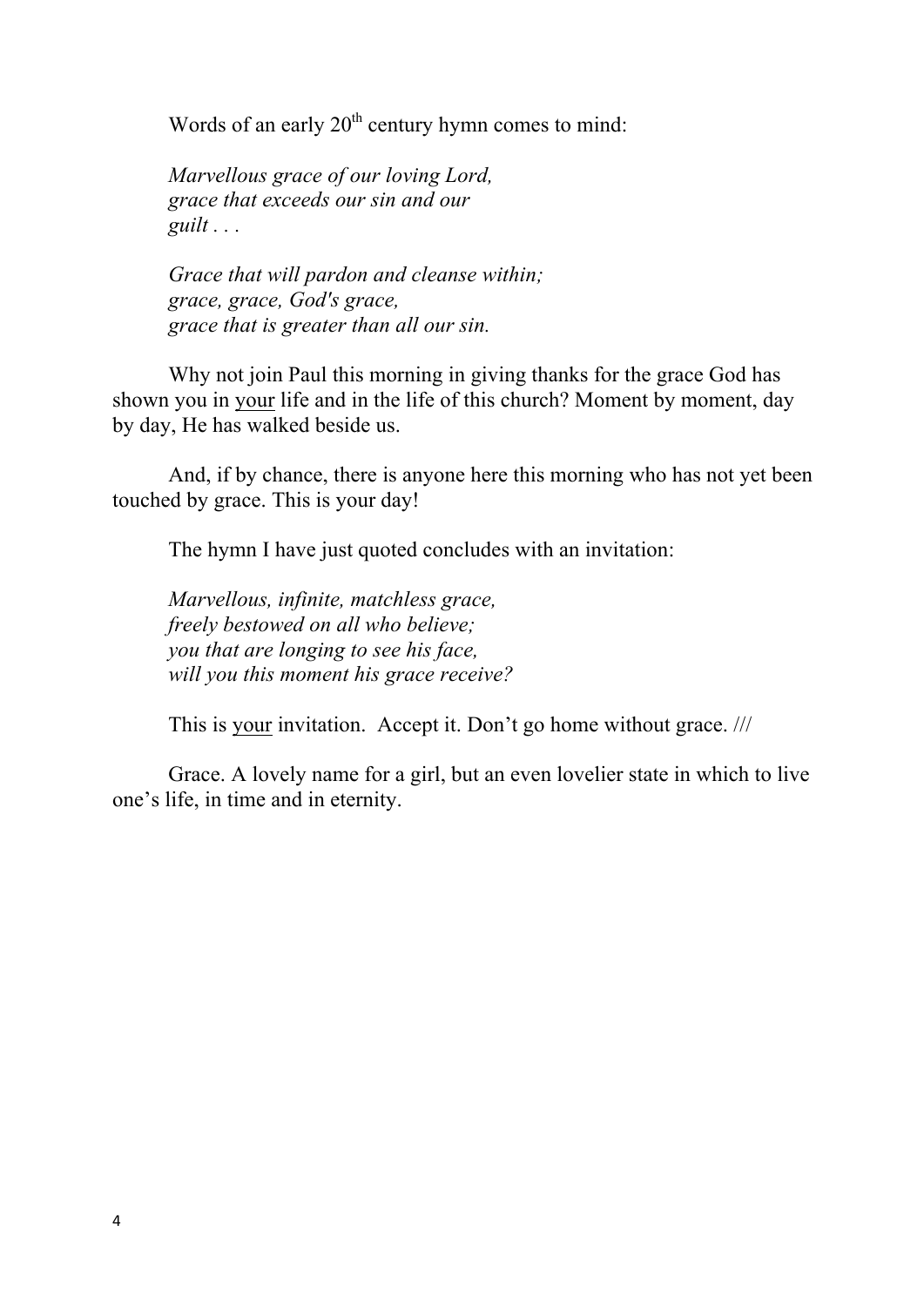Words of an early 20th century hymn comes to mind:

*Marvellous grace of our loving Lord,*
*grace that exceeds our sin and our*
*guilt . . .*

*Grace that will pardon and cleanse within;*
*grace, grace, God's grace,*
*grace that is greater than all our sin.*

Why not join Paul this morning in giving thanks for the grace God has shown you in <u>your</u> life and in the life of this church? Moment by moment, day by day, He has walked beside us.

And, if by chance, there is anyone here this morning who has not yet been touched by grace. This is your day!

The hymn I have just quoted concludes with an invitation:

*Marvellous, infinite, matchless grace,*
*freely bestowed on all who believe;*
*you that are longing to see his face,*
*will you this moment his grace receive?*

This is <u>your</u> invitation. Accept it. Don't go home without grace. ///

Grace. A lovely name for a girl, but an even lovelier state in which to live one's life, in time and in eternity.